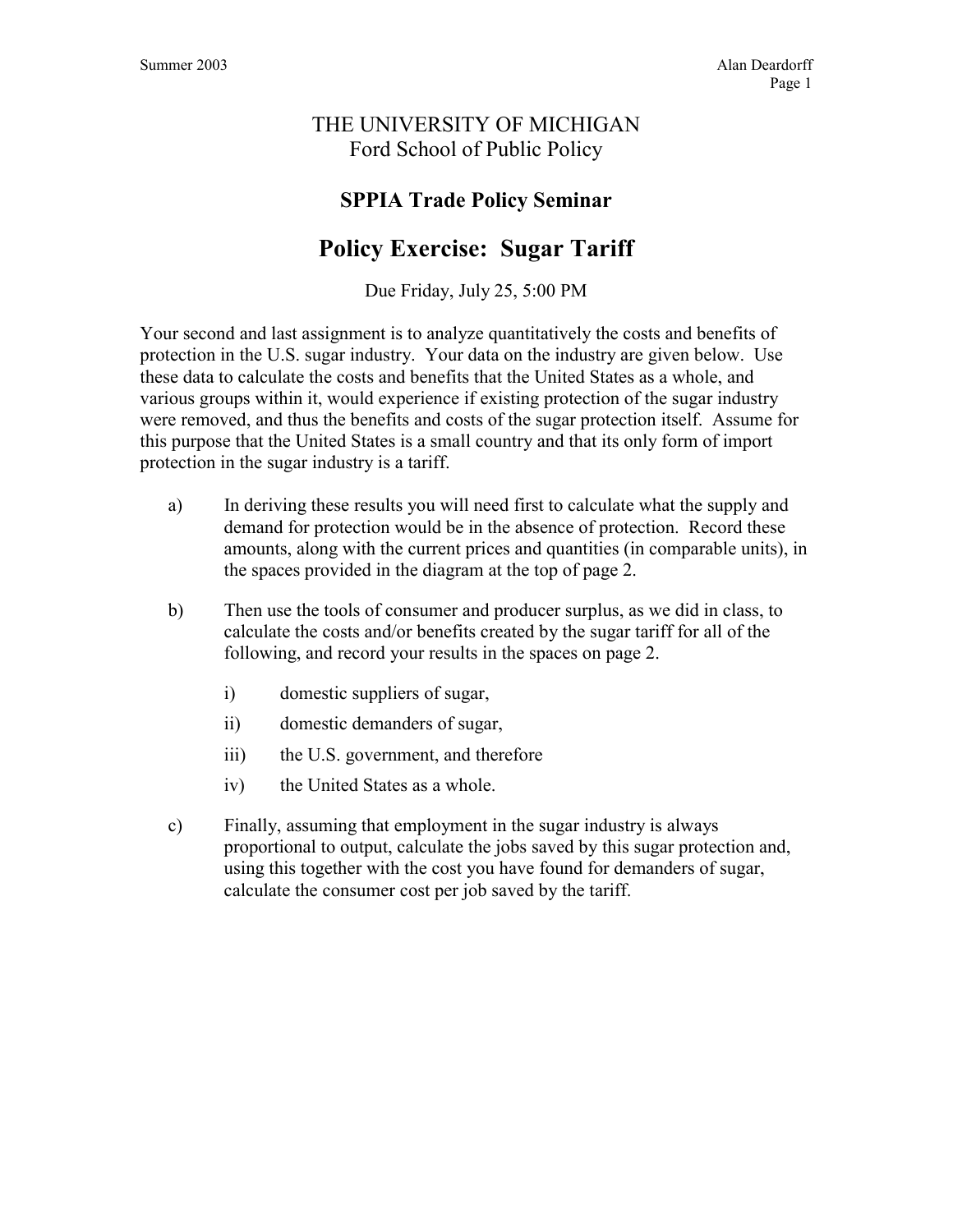Summer 2003 | Alan Deardorff

# THE UNIVERSITY OF MICHIGAN
## Ford School of Public Policy

### SPPIA Trade Policy Seminar

# Policy Exercise: Sugar Tariff

Due Friday, July 25, 5:00 PM

Your second and last assignment is to analyze quantitatively the costs and benefits of protection in the U.S. sugar industry. Your data on the industry are given below. Use these data to calculate the costs and benefits that the United States as a whole, and various groups within it, would experience if existing protection of the sugar industry were removed, and thus the benefits and costs of the sugar protection itself. Assume for this purpose that the United States is a small country and that its only form of import protection in the sugar industry is a tariff.

a) In deriving these results you will need first to calculate what the supply and demand for protection would be in the absence of protection. Record these amounts, along with the current prices and quantities (in comparable units), in the spaces provided in the diagram at the top of page 2.

b) Then use the tools of consumer and producer surplus, as we did in class, to calculate the costs and/or benefits created by the sugar tariff for all of the following, and record your results in the spaces on page 2.

   i) domestic suppliers of sugar,

   ii) domestic demanders of sugar,

   iii) the U.S. government, and therefore

   iv) the United States as a whole.

c) Finally, assuming that employment in the sugar industry is always proportional to output, calculate the jobs saved by this sugar protection and, using this together with the cost you have found for demanders of sugar, calculate the consumer cost per job saved by the tariff.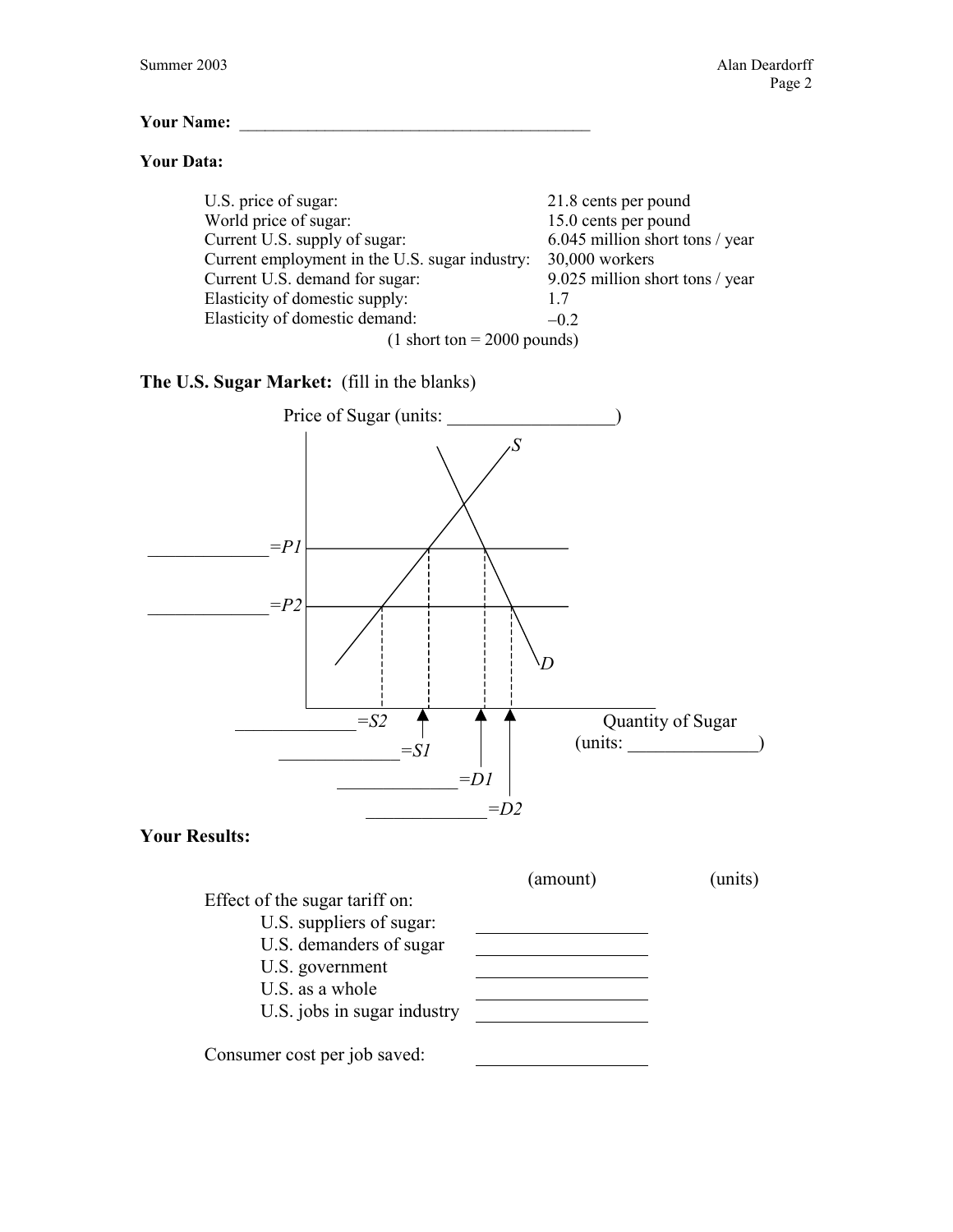**Your Name:** ____________________________________________

**Your Data:**

| | |
|---|---|
| U.S. price of sugar: | 21.8 cents per pound |
| World price of sugar: | 15.0 cents per pound |
| Current U.S. supply of sugar: | 6.045 million short tons / year |
| Current employment in the U.S. sugar industry: | 30,000 workers |
| Current U.S. demand for sugar: | 9.025 million short tons / year |
| Elasticity of domestic supply: | 1.7 |
| Elasticity of domestic demand: | –0.2 |

(1 short ton = 2000 pounds)

**The U.S. Sugar Market:** (fill in the blanks)

Price of Sugar (units: __________________)

S

D

_____________=P1

_____________=P2

_____________=S2

_____________=S1

_____________=D1

_____________=D2

Quantity of Sugar (units: ______________)

**Your Results:**

| | (amount) | (units) |
|---|---|---|
| Effect of the sugar tariff on: | | |
| U.S. suppliers of sugar: | __________________ | |
| U.S. demanders of sugar | __________________ | |
| U.S. government | __________________ | |
| U.S. as a whole | __________________ | |
| U.S. jobs in sugar industry | __________________ | |
| Consumer cost per job saved: | __________________ | |